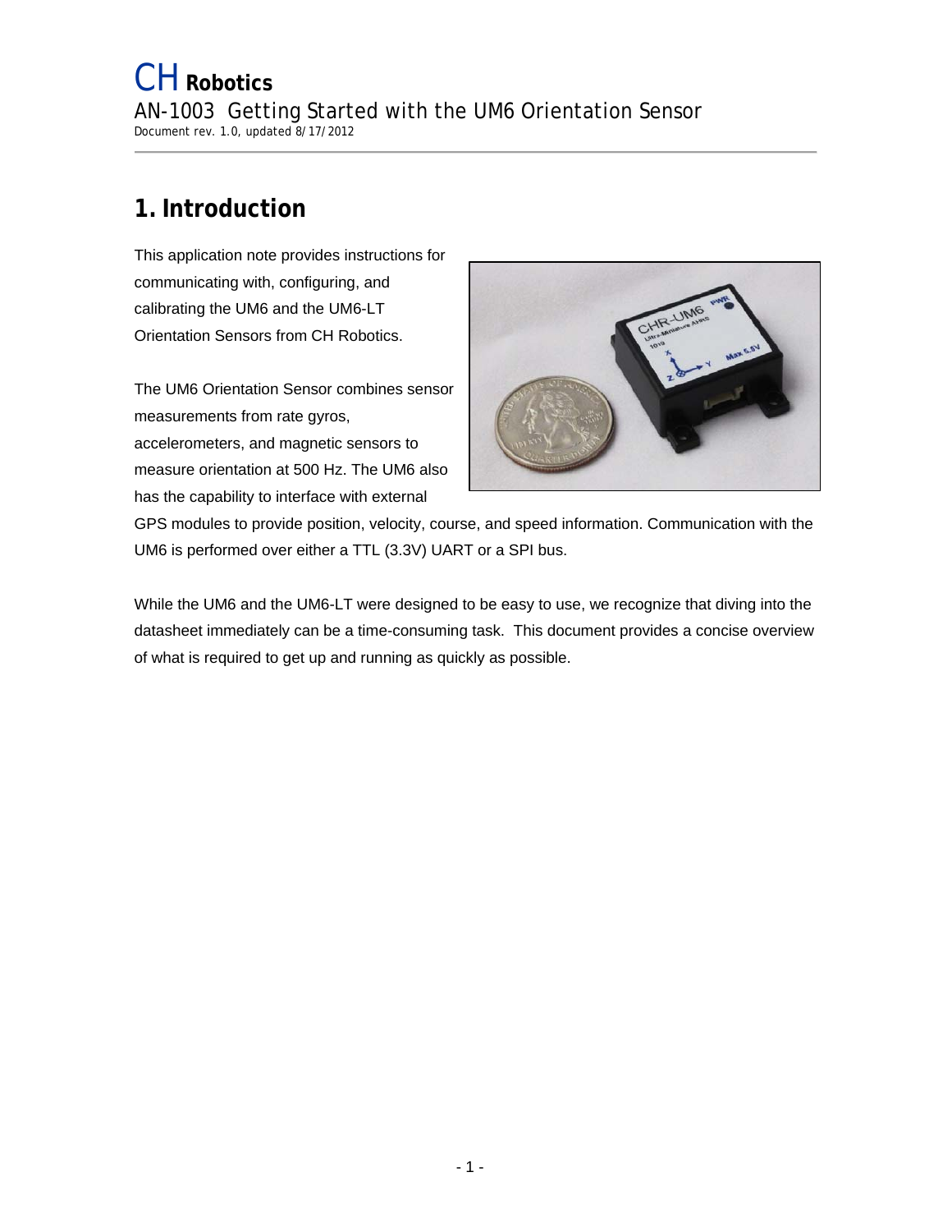# CH Robotics

## AN-1003 Getting Started with the UM6 Orientation Sensor

Document rev. 1.0, updated 8/17/2012

## 1. Introduction

This application note provides instructions for communicating with, configuring, and calibrating the UM6 and the UM6-LT Orientation Sensors from CH Robotics.

The UM6 Orientation Sensor combines sensor measurements from rate gyros, accelerometers, and magnetic sensors to measure orientation at 500 Hz. The UM6 also has the capability to interface with external GPS modules to provide position, velocity, course, and speed information. Communication with the UM6 is performed over either a TTL (3.3V) UART or a SPI bus.

While the UM6 and the UM6-LT were designed to be easy to use, we recognize that diving into the datasheet immediately can be a time-consuming task. This document provides a concise overview of what is required to get up and running as quickly as possible.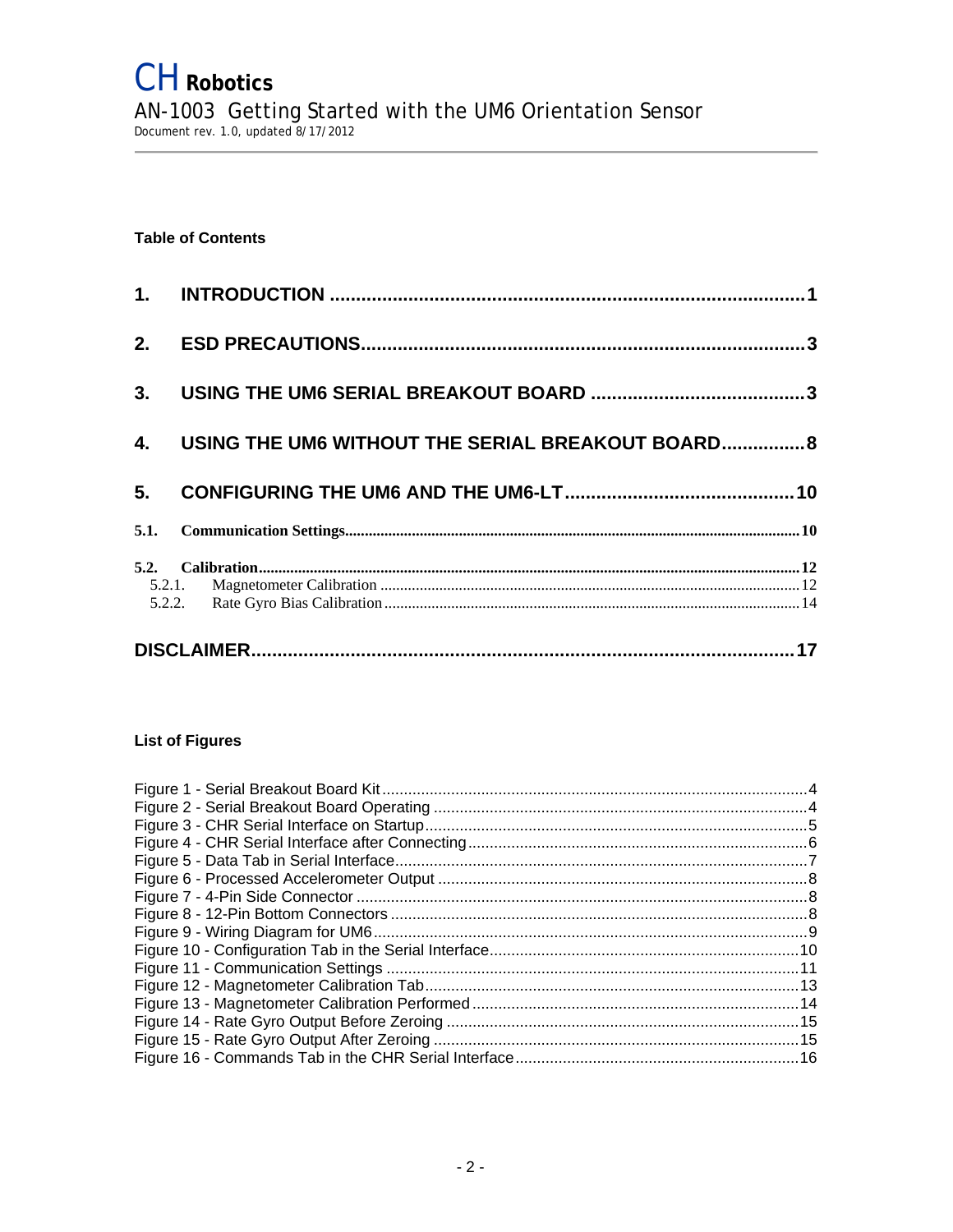**Table of Contents**

1. INTRODUCTION ............................................................................................1

2. ESD PRECAUTIONS.....................................................................................3

3. USING THE UM6 SERIAL BREAKOUT BOARD ..........................................3

4. USING THE UM6 WITHOUT THE SERIAL BREAKOUT BOARD................8

5. CONFIGURING THE UM6 AND THE UM6-LT............................................10

5.1. Communication Settings..........................................................................10

5.2. Calibration...............................................................................................12

- 5.2.1. Magnetometer Calibration ................................................................12
- 5.2.2. Rate Gyro Bias Calibration................................................................14

DISCLAIMER.....................................................................................................17

**List of Figures**

Figure 1 - Serial Breakout Board Kit....................................................................4
Figure 2 - Serial Breakout Board Operating .........................................................4
Figure 3 - CHR Serial Interface on Startup...........................................................5
Figure 4 - CHR Serial Interface after Connecting..................................................6
Figure 5 - Data Tab in Serial Interface..................................................................7
Figure 6 - Processed Accelerometer Output .........................................................8
Figure 7 - 4-Pin Side Connector ...........................................................................8
Figure 8 - 12-Pin Bottom Connectors ...................................................................8
Figure 9 - Wiring Diagram for UM6.......................................................................9
Figure 10 - Configuration Tab in the Serial Interface...........................................10
Figure 11 - Communication Settings ...................................................................11
Figure 12 - Magnetometer Calibration Tab..........................................................13
Figure 13 - Magnetometer Calibration Performed................................................14
Figure 14 - Rate Gyro Output Before Zeroing .....................................................15
Figure 15 - Rate Gyro Output After Zeroing ........................................................15
Figure 16 - Commands Tab in the CHR Serial Interface......................................16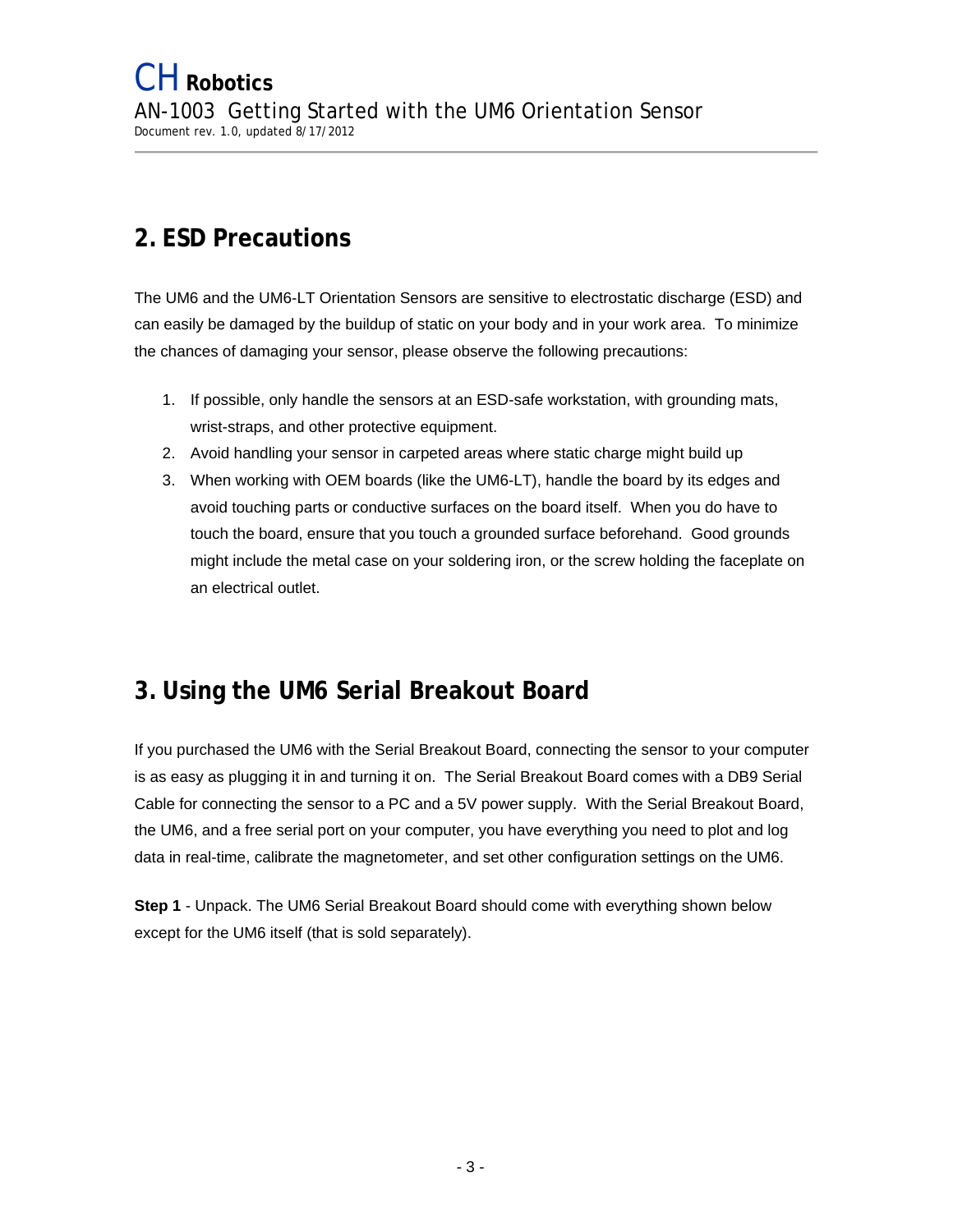## 2. ESD Precautions

The UM6 and the UM6-LT Orientation Sensors are sensitive to electrostatic discharge (ESD) and can easily be damaged by the buildup of static on your body and in your work area. To minimize the chances of damaging your sensor, please observe the following precautions:

1. If possible, only handle the sensors at an ESD-safe workstation, with grounding mats, wrist-straps, and other protective equipment.
2. Avoid handling your sensor in carpeted areas where static charge might build up
3. When working with OEM boards (like the UM6-LT), handle the board by its edges and avoid touching parts or conductive surfaces on the board itself. When you do have to touch the board, ensure that you touch a grounded surface beforehand. Good grounds might include the metal case on your soldering iron, or the screw holding the faceplate on an electrical outlet.

## 3. Using the UM6 Serial Breakout Board

If you purchased the UM6 with the Serial Breakout Board, connecting the sensor to your computer is as easy as plugging it in and turning it on. The Serial Breakout Board comes with a DB9 Serial Cable for connecting the sensor to a PC and a 5V power supply. With the Serial Breakout Board, the UM6, and a free serial port on your computer, you have everything you need to plot and log data in real-time, calibrate the magnetometer, and set other configuration settings on the UM6.

**Step 1** - Unpack. The UM6 Serial Breakout Board should come with everything shown below except for the UM6 itself (that is sold separately).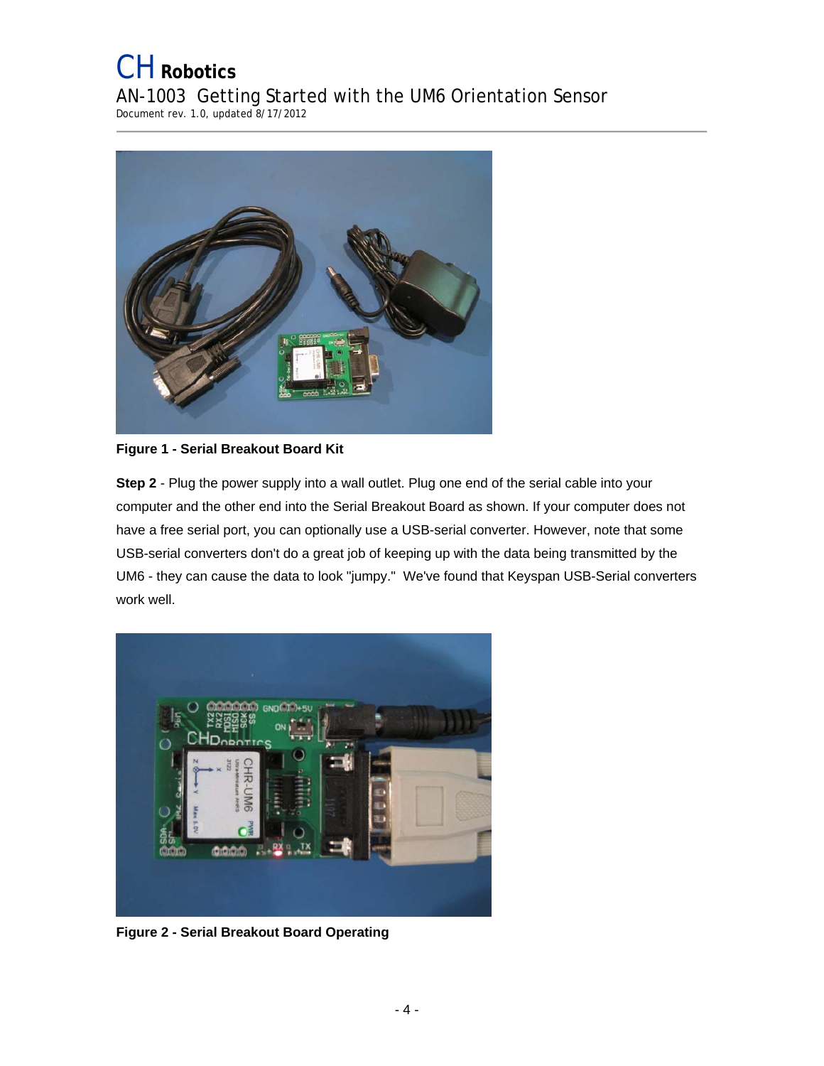**Figure 1 - Serial Breakout Board Kit**

**Step 2** - Plug the power supply into a wall outlet. Plug one end of the serial cable into your computer and the other end into the Serial Breakout Board as shown. If your computer does not have a free serial port, you can optionally use a USB-serial converter. However, note that some USB-serial converters don't do a great job of keeping up with the data being transmitted by the UM6 - they can cause the data to look "jumpy." We've found that Keyspan USB-Serial converters work well.

**Figure 2 - Serial Breakout Board Operating**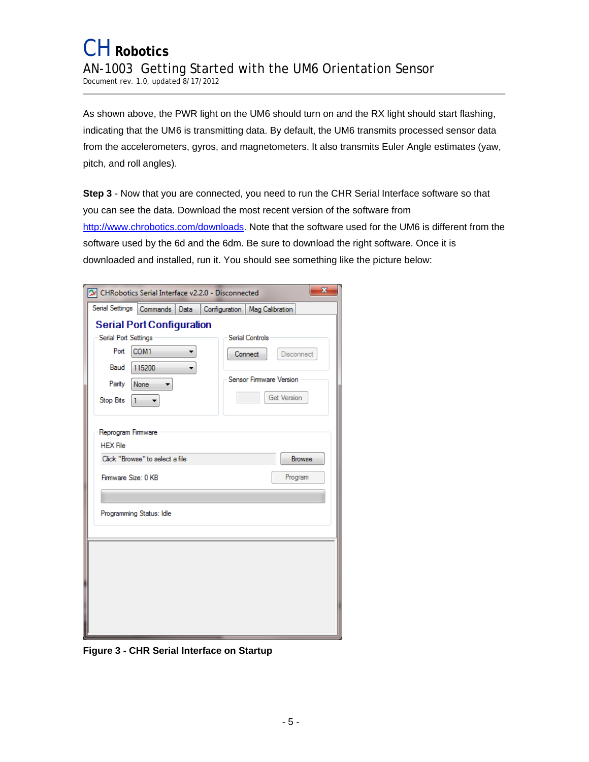As shown above, the PWR light on the UM6 should turn on and the RX light should start flashing, indicating that the UM6 is transmitting data. By default, the UM6 transmits processed sensor data from the accelerometers, gyros, and magnetometers. It also transmits Euler Angle estimates (yaw, pitch, and roll angles).

**Step 3** - Now that you are connected, you need to run the CHR Serial Interface software so that you can see the data. Download the most recent version of the software from http://www.chrobotics.com/downloads. Note that the software used for the UM6 is different from the software used by the 6d and the 6dm. Be sure to download the right software. Once it is downloaded and installed, run it. You should see something like the picture below:

**Figure 3 - CHR Serial Interface on Startup**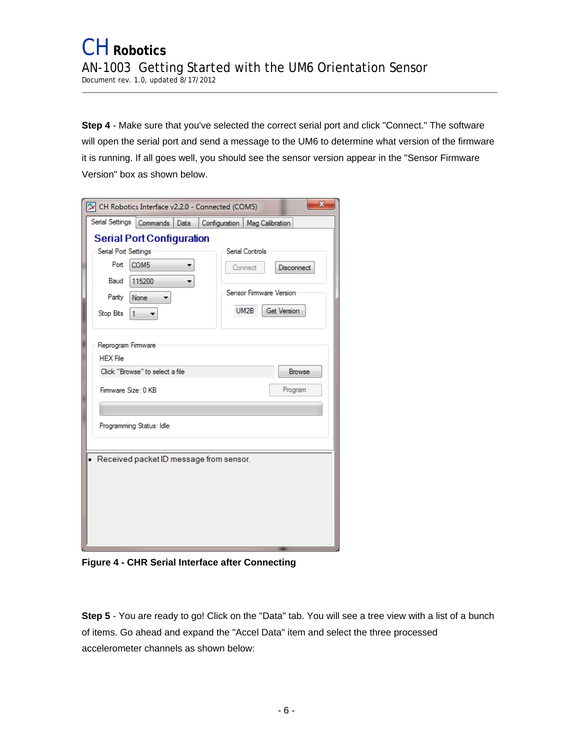**Step 4** - Make sure that you've selected the correct serial port and click "Connect." The software will open the serial port and send a message to the UM6 to determine what version of the firmware it is running. If all goes well, you should see the sensor version appear in the "Sensor Firmware Version" box as shown below.

**Figure 4 - CHR Serial Interface after Connecting**

**Step 5** - You are ready to go! Click on the "Data" tab. You will see a tree view with a list of a bunch of items. Go ahead and expand the "Accel Data" item and select the three processed accelerometer channels as shown below: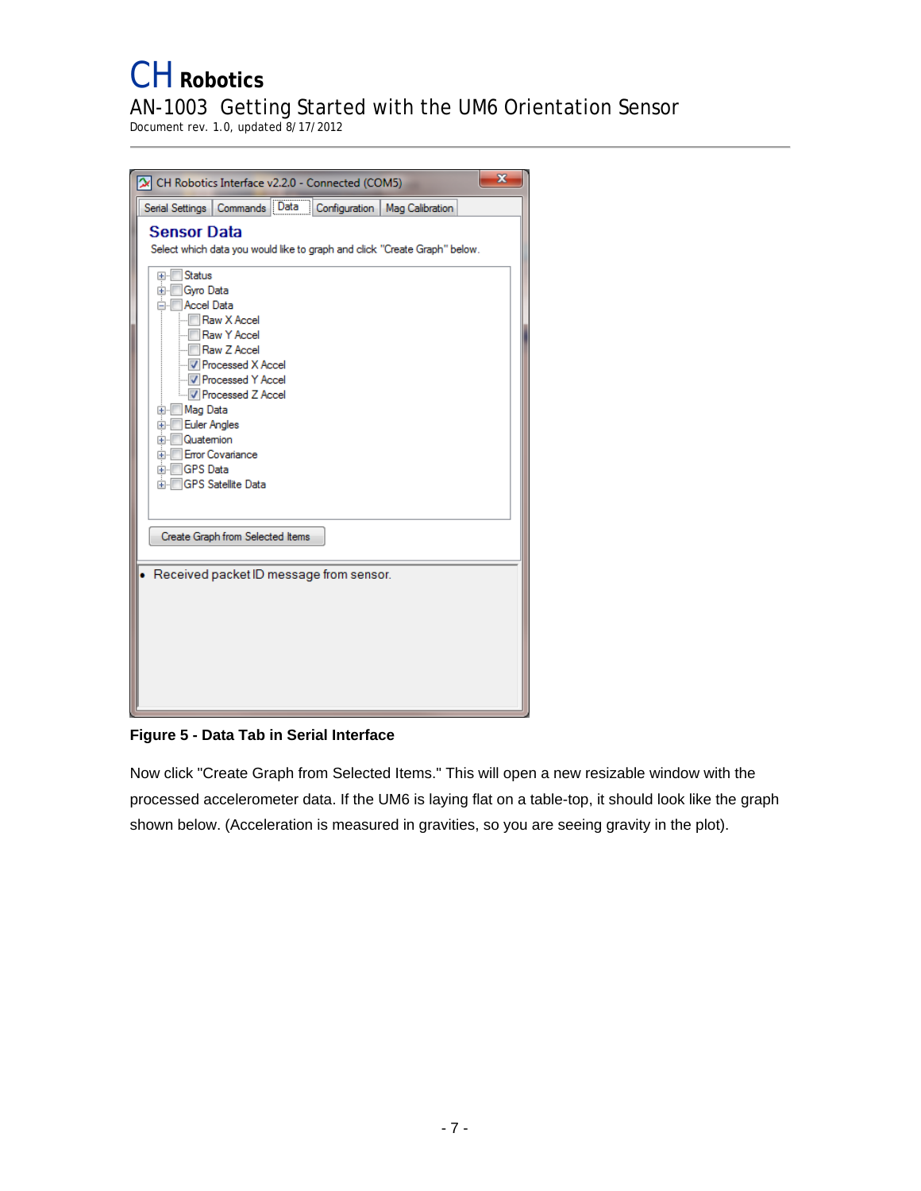CH Robotics Interface v2.2.0 - Connected (COM5)

Serial Settings | Commands | Data | Configuration | Mag Calibration

Sensor Data

Select which data you would like to graph and click "Create Graph" below.

Status
Gyro Data
Accel Data
Raw X Accel
Raw Y Accel
Raw Z Accel
Processed X Accel
Processed Y Accel
Processed Z Accel
Mag Data
Euler Angles
Quaternion
Error Covariance
GPS Data
GPS Satellite Data

Create Graph from Selected Items

Received packet ID message from sensor.

**Figure 5 - Data Tab in Serial Interface**

Now click "Create Graph from Selected Items." This will open a new resizable window with the processed accelerometer data. If the UM6 is laying flat on a table-top, it should look like the graph shown below. (Acceleration is measured in gravities, so you are seeing gravity in the plot).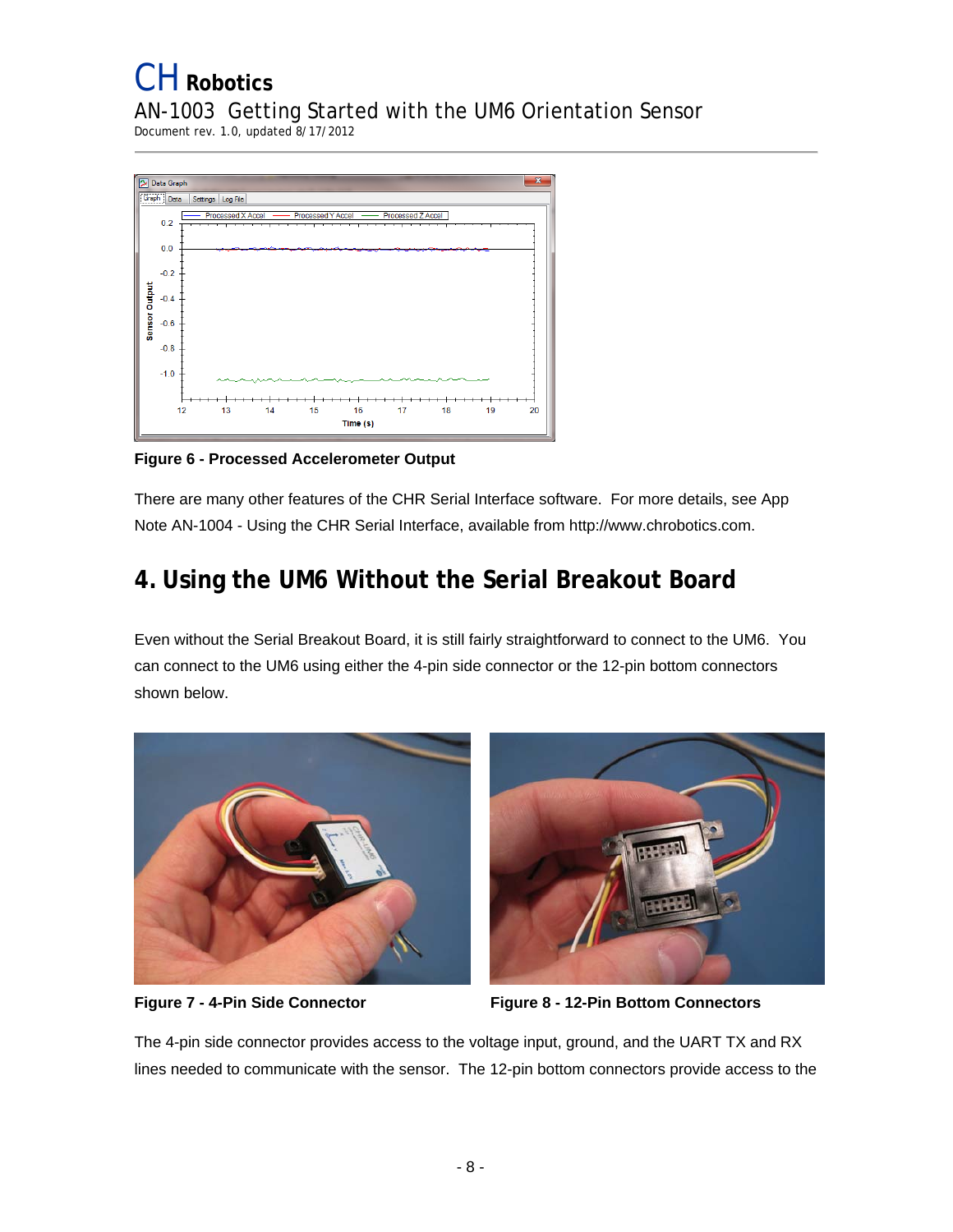Data Graph

Graph | Data | Settings | Log File

Processed X Accel — Processed Y Accel — Processed Z Accel

Sensor Output

0.2
0.0
-0.2
-0.4
-0.6
-0.8
-1.0

12 13 14 15 16 17 18 19 20

Time (s)

**Figure 6 - Processed Accelerometer Output**

There are many other features of the CHR Serial Interface software. For more details, see App Note AN-1004 - Using the CHR Serial Interface, available from http://www.chrobotics.com.

## 4. Using the UM6 Without the Serial Breakout Board

Even without the Serial Breakout Board, it is still fairly straightforward to connect to the UM6. You can connect to the UM6 using either the 4-pin side connector or the 12-pin bottom connectors shown below.

**Figure 7 - 4-Pin Side Connector**

**Figure 8 - 12-Pin Bottom Connectors**

The 4-pin side connector provides access to the voltage input, ground, and the UART TX and RX lines needed to communicate with the sensor. The 12-pin bottom connectors provide access to the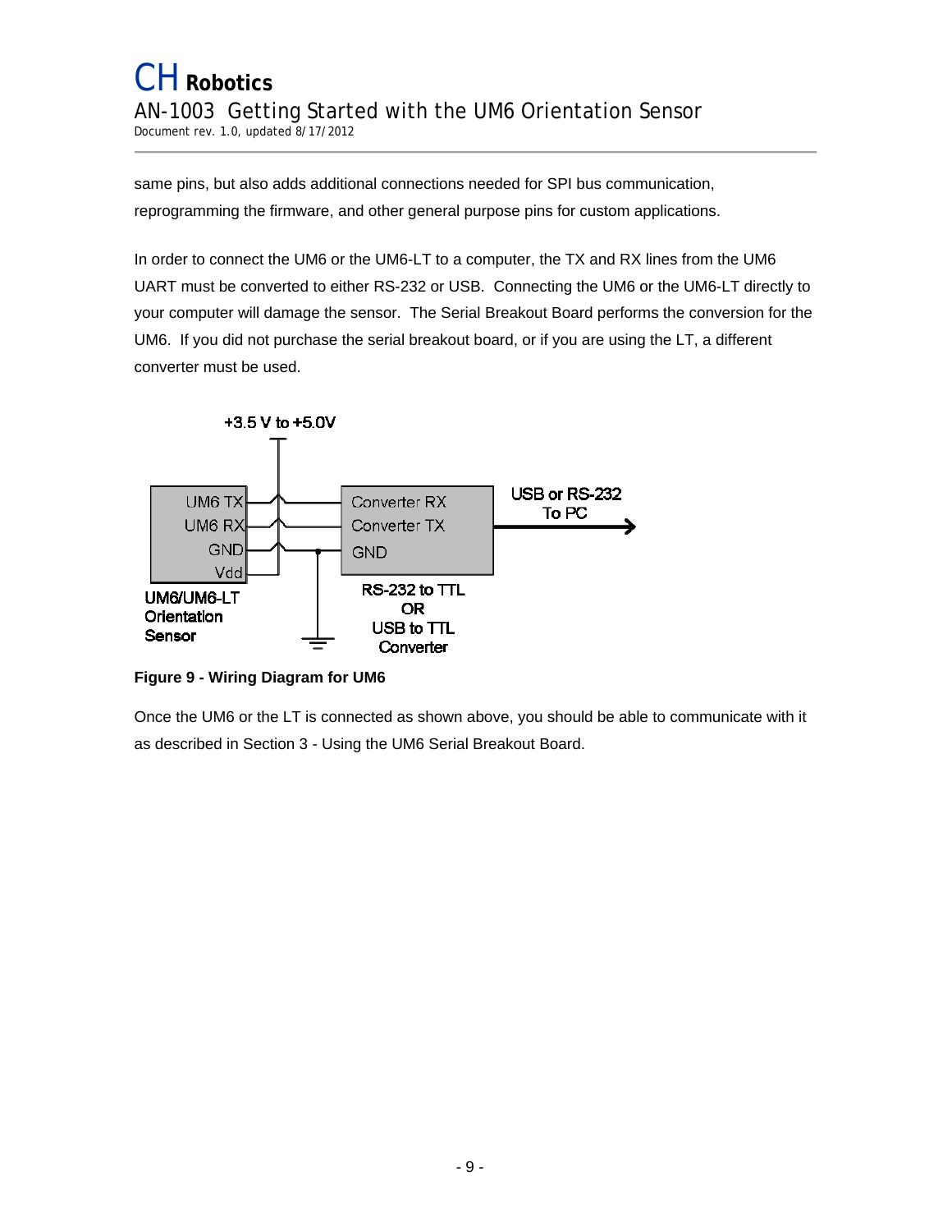same pins, but also adds additional connections needed for SPI bus communication, reprogramming the firmware, and other general purpose pins for custom applications.

In order to connect the UM6 or the UM6-LT to a computer, the TX and RX lines from the UM6 UART must be converted to either RS-232 or USB. Connecting the UM6 or the UM6-LT directly to your computer will damage the sensor. The Serial Breakout Board performs the conversion for the UM6. If you did not purchase the serial breakout board, or if you are using the LT, a different converter must be used.

+3.5 V to +5.0V

UM6 TX
UM6 RX
GND
Vdd

UM6/UM6-LT
Orientation
Sensor

Converter RX
Converter TX
GND

RS-232 to TTL
OR
USB to TTL
Converter

USB or RS-232
To PC

**Figure 9 - Wiring Diagram for UM6**

Once the UM6 or the LT is connected as shown above, you should be able to communicate with it as described in Section 3 - Using the UM6 Serial Breakout Board.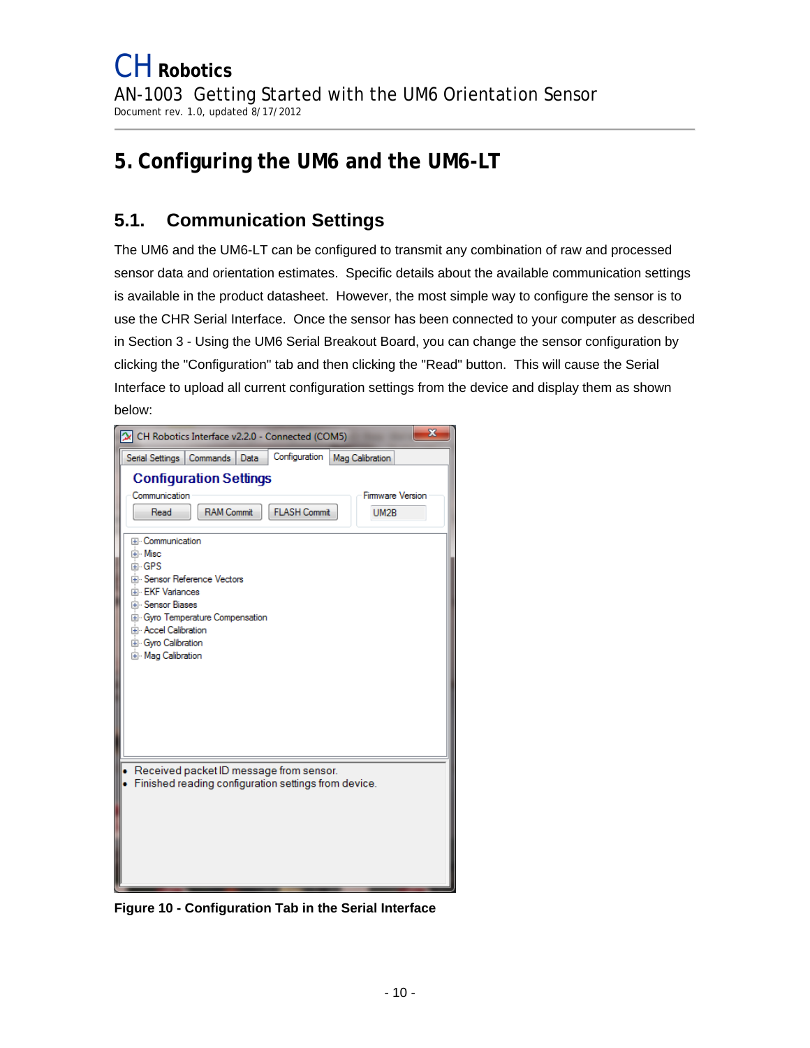# 5. Configuring the UM6 and the UM6-LT

## 5.1. Communication Settings

The UM6 and the UM6-LT can be configured to transmit any combination of raw and processed sensor data and orientation estimates. Specific details about the available communication settings is available in the product datasheet. However, the most simple way to configure the sensor is to use the CHR Serial Interface. Once the sensor has been connected to your computer as described in Section 3 - Using the UM6 Serial Breakout Board, you can change the sensor configuration by clicking the "Configuration" tab and then clicking the "Read" button. This will cause the Serial Interface to upload all current configuration settings from the device and display them as shown below:

**Figure 10 - Configuration Tab in the Serial Interface**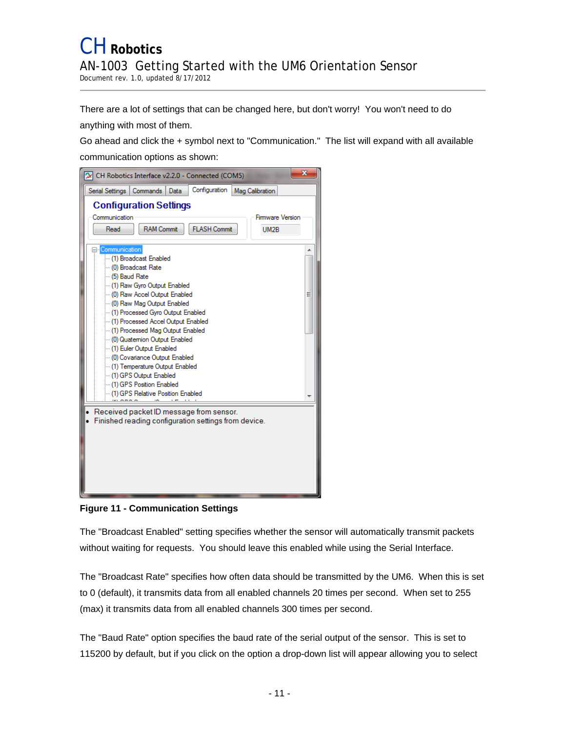There are a lot of settings that can be changed here, but don't worry! You won't need to do anything with most of them.

Go ahead and click the + symbol next to "Communication." The list will expand with all available communication options as shown:

**Figure 11 - Communication Settings**

The "Broadcast Enabled" setting specifies whether the sensor will automatically transmit packets without waiting for requests. You should leave this enabled while using the Serial Interface.

The "Broadcast Rate" specifies how often data should be transmitted by the UM6. When this is set to 0 (default), it transmits data from all enabled channels 20 times per second. When set to 255 (max) it transmits data from all enabled channels 300 times per second.

The "Baud Rate" option specifies the baud rate of the serial output of the sensor. This is set to 115200 by default, but if you click on the option a drop-down list will appear allowing you to select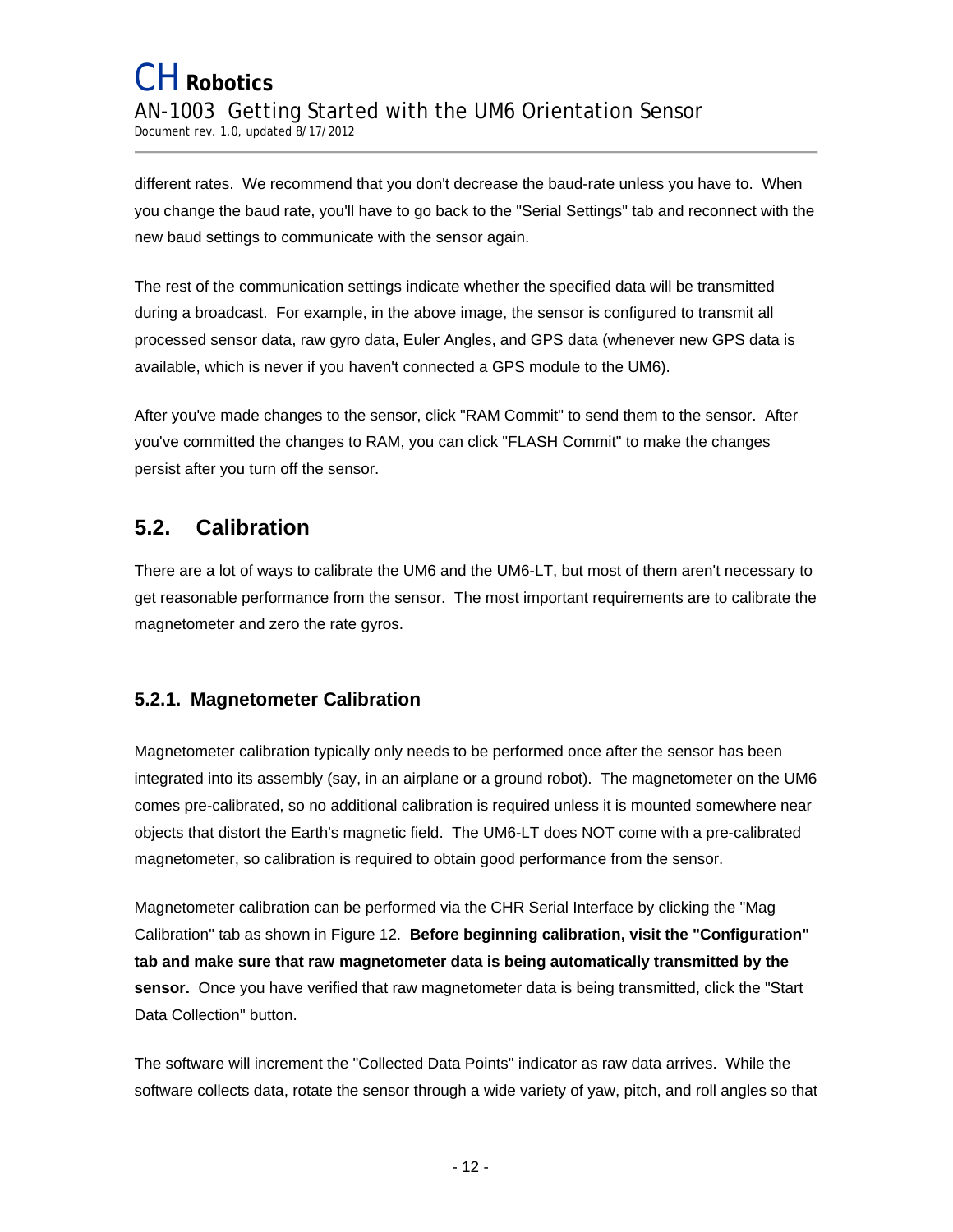different rates. We recommend that you don't decrease the baud-rate unless you have to. When you change the baud rate, you'll have to go back to the "Serial Settings" tab and reconnect with the new baud settings to communicate with the sensor again.

The rest of the communication settings indicate whether the specified data will be transmitted during a broadcast. For example, in the above image, the sensor is configured to transmit all processed sensor data, raw gyro data, Euler Angles, and GPS data (whenever new GPS data is available, which is never if you haven't connected a GPS module to the UM6).

After you've made changes to the sensor, click "RAM Commit" to send them to the sensor. After you've committed the changes to RAM, you can click "FLASH Commit" to make the changes persist after you turn off the sensor.

## 5.2. Calibration

There are a lot of ways to calibrate the UM6 and the UM6-LT, but most of them aren't necessary to get reasonable performance from the sensor. The most important requirements are to calibrate the magnetometer and zero the rate gyros.

### 5.2.1. Magnetometer Calibration

Magnetometer calibration typically only needs to be performed once after the sensor has been integrated into its assembly (say, in an airplane or a ground robot). The magnetometer on the UM6 comes pre-calibrated, so no additional calibration is required unless it is mounted somewhere near objects that distort the Earth's magnetic field. The UM6-LT does NOT come with a pre-calibrated magnetometer, so calibration is required to obtain good performance from the sensor.

Magnetometer calibration can be performed via the CHR Serial Interface by clicking the "Mag Calibration" tab as shown in Figure 12. **Before beginning calibration, visit the "Configuration" tab and make sure that raw magnetometer data is being automatically transmitted by the sensor.** Once you have verified that raw magnetometer data is being transmitted, click the "Start Data Collection" button.

The software will increment the "Collected Data Points" indicator as raw data arrives. While the software collects data, rotate the sensor through a wide variety of yaw, pitch, and roll angles so that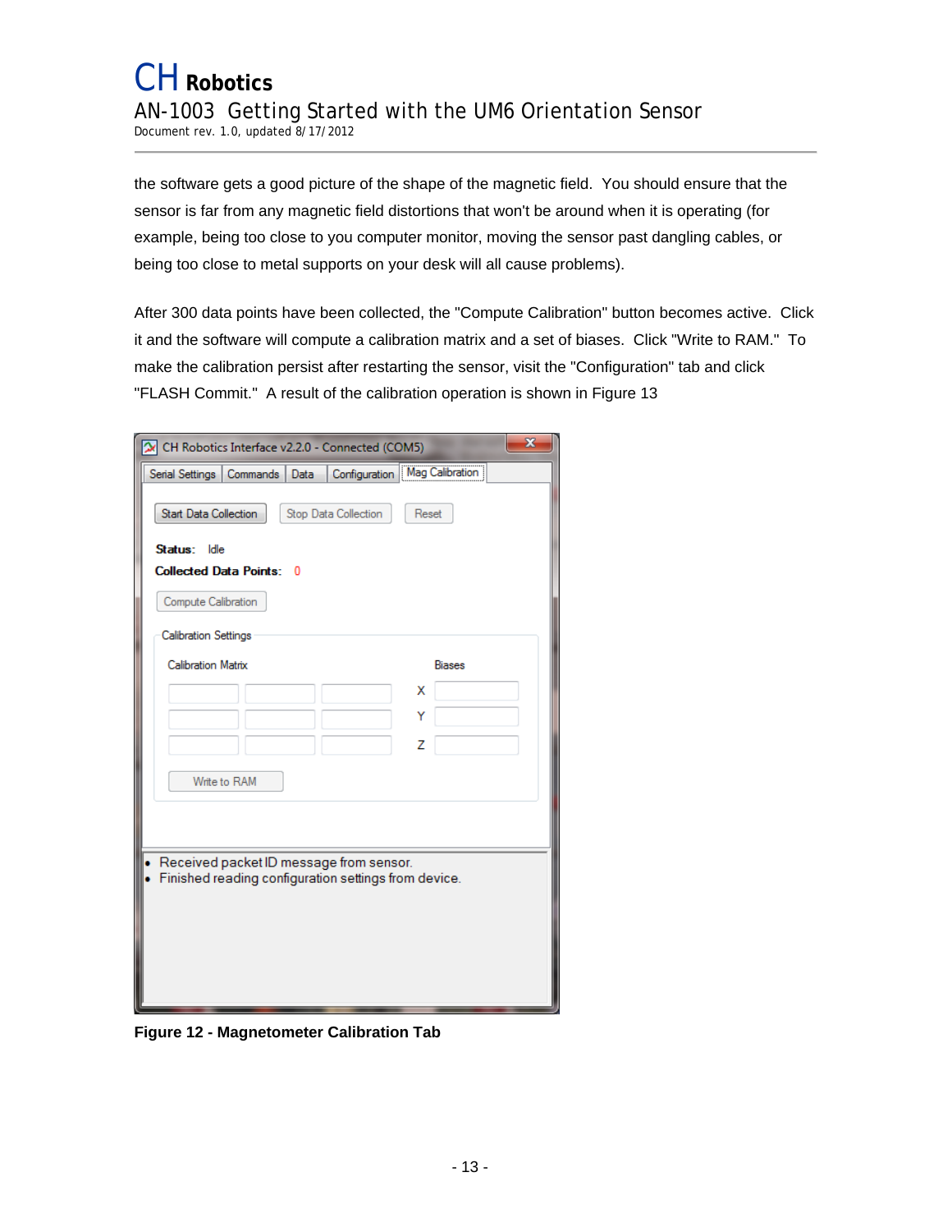the software gets a good picture of the shape of the magnetic field. You should ensure that the sensor is far from any magnetic field distortions that won't be around when it is operating (for example, being too close to you computer monitor, moving the sensor past dangling cables, or being too close to metal supports on your desk will all cause problems).

After 300 data points have been collected, the "Compute Calibration" button becomes active. Click it and the software will compute a calibration matrix and a set of biases. Click "Write to RAM." To make the calibration persist after restarting the sensor, visit the "Configuration" tab and click "FLASH Commit." A result of the calibration operation is shown in Figure 13

**Figure 12 - Magnetometer Calibration Tab**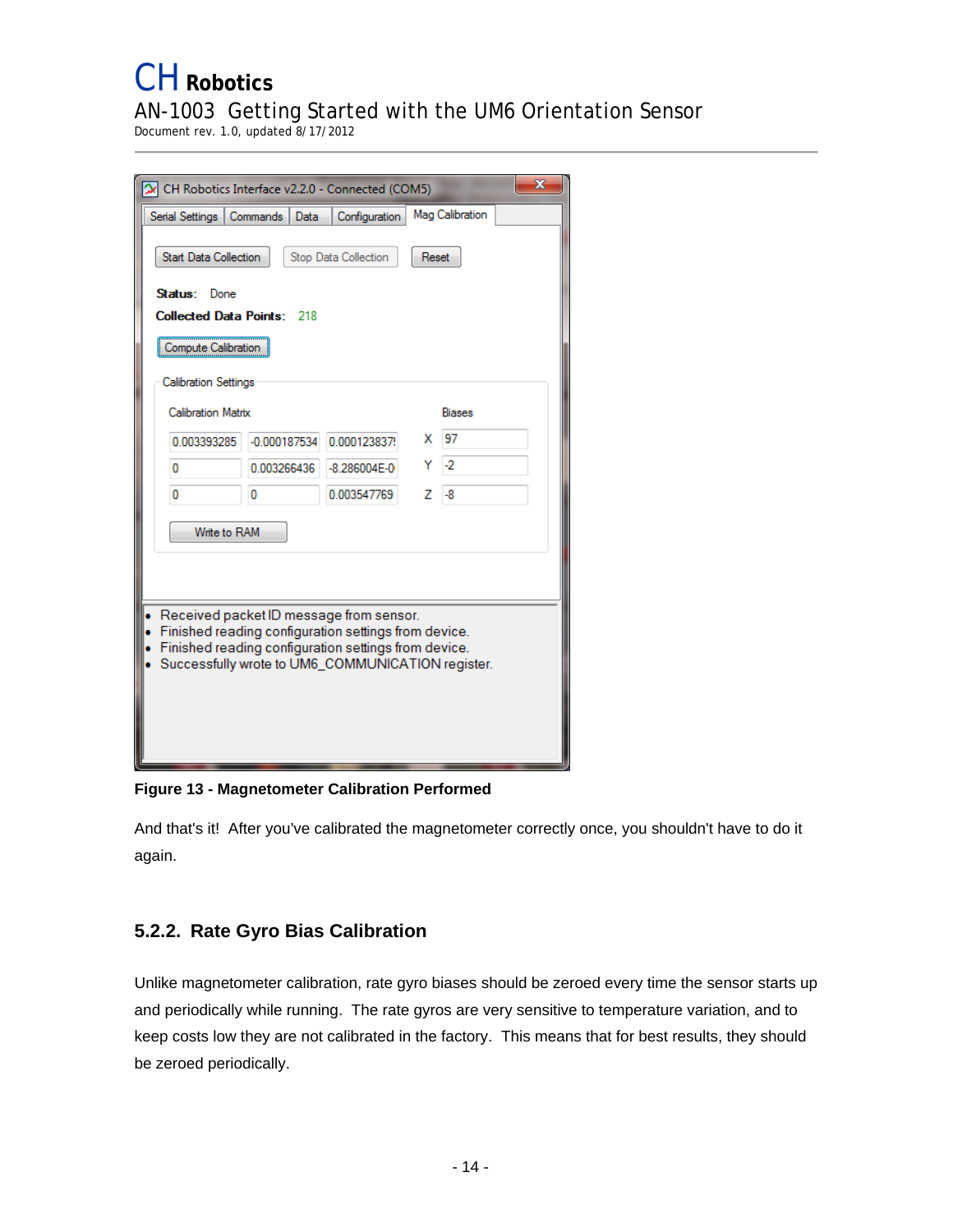Figure 13 - Magnetometer Calibration Performed

And that's it! After you've calibrated the magnetometer correctly once, you shouldn't have to do it again.

### 5.2.2. Rate Gyro Bias Calibration

Unlike magnetometer calibration, rate gyro biases should be zeroed every time the sensor starts up and periodically while running. The rate gyros are very sensitive to temperature variation, and to keep costs low they are not calibrated in the factory. This means that for best results, they should be zeroed periodically.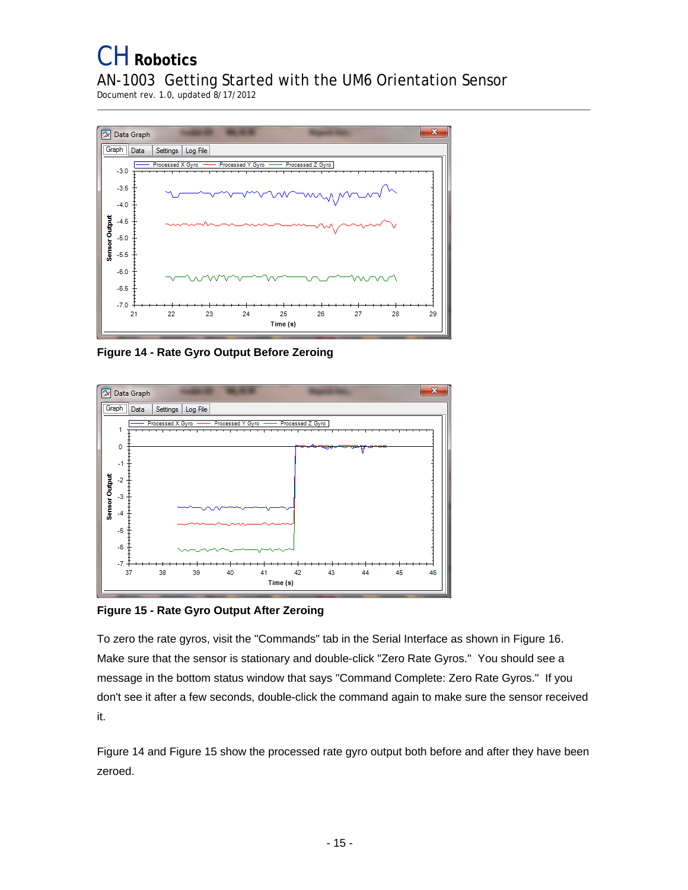Data Graph

Graph | Data | Settings | Log File

Processed X Gyro — Processed Y Gyro — Processed Z Gyro

Sensor Output

-3.0
-3.5
-4.0
-4.5
-5.0
-5.5
-6.0
-6.5
-7.0

21 22 23 24 25 26 27 28 29

Time (s)

**Figure 14 - Rate Gyro Output Before Zeroing**

Data Graph

Graph | Data | Settings | Log File

Processed X Gyro — Processed Y Gyro — Processed Z Gyro

Sensor Output

1
0
-1
-2
-3
-4
-5
-6
-7

37 38 39 40 41 42 43 44 45 46

Time (s)

**Figure 15 - Rate Gyro Output After Zeroing**

To zero the rate gyros, visit the "Commands" tab in the Serial Interface as shown in Figure 16. Make sure that the sensor is stationary and double-click "Zero Rate Gyros." You should see a message in the bottom status window that says "Command Complete: Zero Rate Gyros." If you don't see it after a few seconds, double-click the command again to make sure the sensor received it.

Figure 14 and Figure 15 show the processed rate gyro output both before and after they have been zeroed.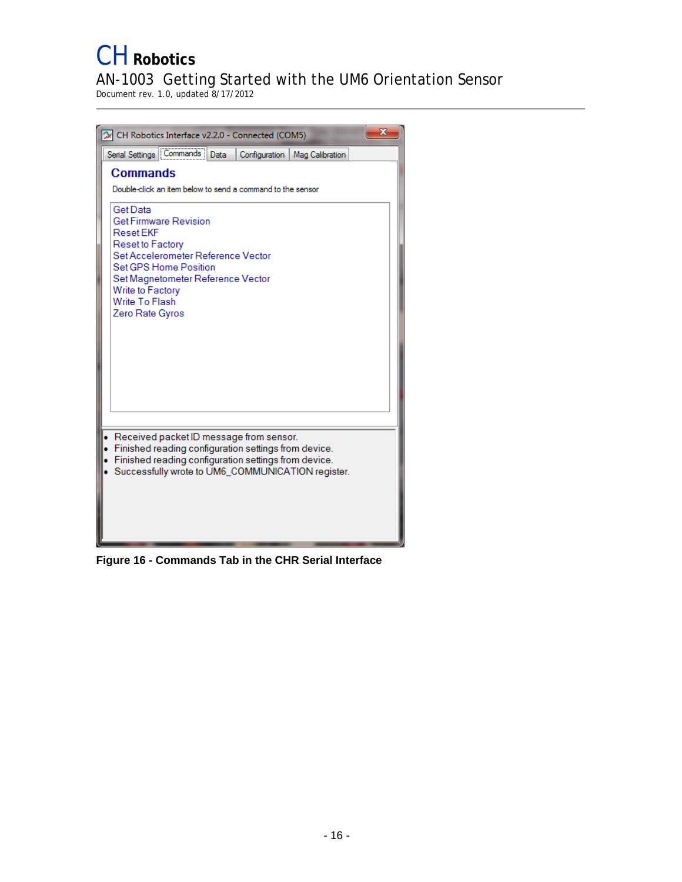CH Robotics Interface v2.2.0 - Connected (COM5)

Serial Settings | Commands | Data | Configuration | Mag Calibration

**Commands**

Double-click an item below to send a command to the sensor

Get Data
Get Firmware Revision
Reset EKF
Reset to Factory
Set Accelerometer Reference Vector
Set GPS Home Position
Set Magnetometer Reference Vector
Write to Factory
Write To Flash
Zero Rate Gyros

- Received packet ID message from sensor.
- Finished reading configuration settings from device.
- Finished reading configuration settings from device.
- Successfully wrote to UM6_COMMUNICATION register.

**Figure 16 - Commands Tab in the CHR Serial Interface**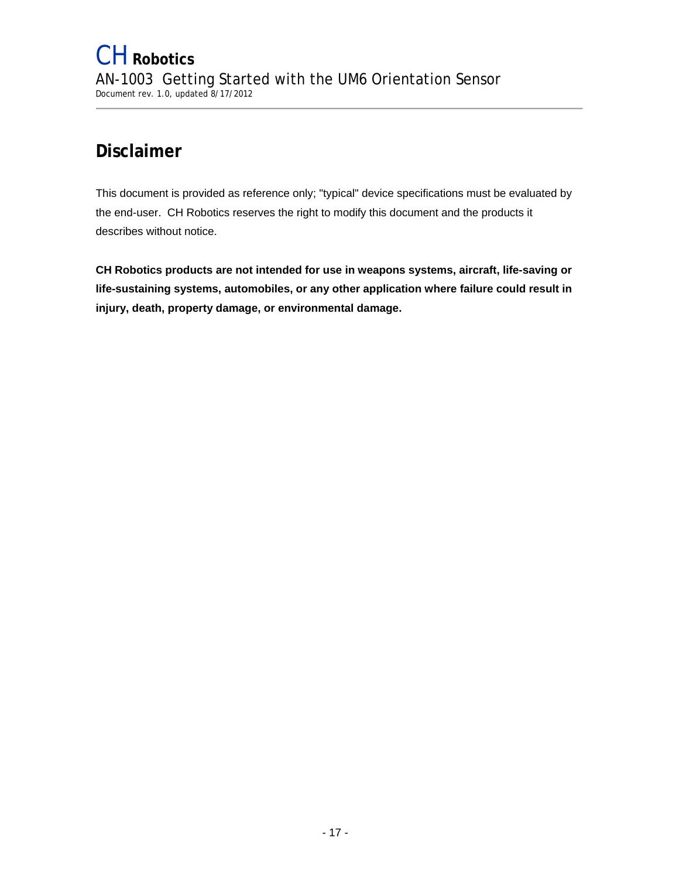## Disclaimer

This document is provided as reference only; "typical" device specifications must be evaluated by the end-user. CH Robotics reserves the right to modify this document and the products it describes without notice.

**CH Robotics products are not intended for use in weapons systems, aircraft, life-saving or life-sustaining systems, automobiles, or any other application where failure could result in injury, death, property damage, or environmental damage.**